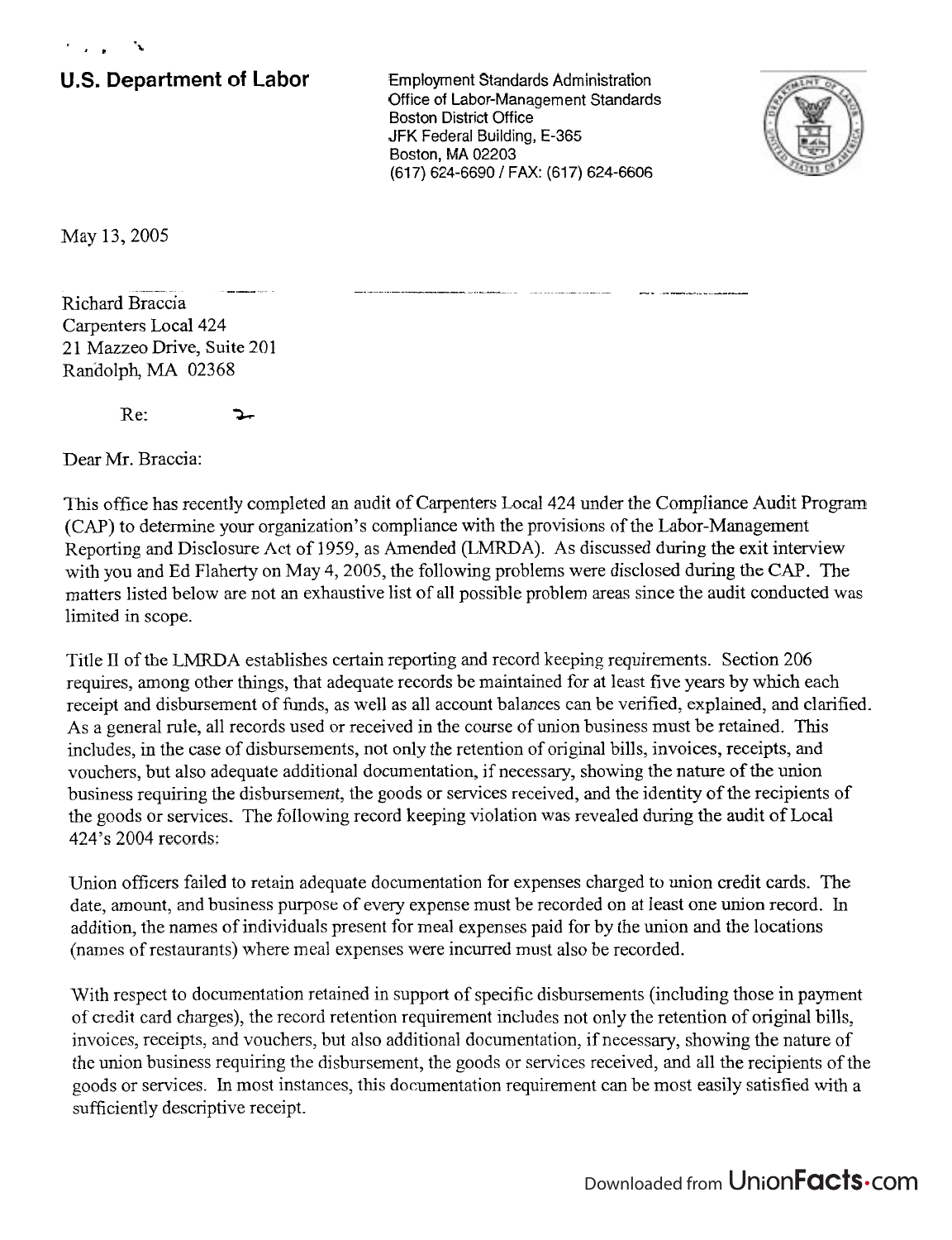**U.S. Department of Labor**

Employment Standards Administration
Office of Labor-Management Standards
Boston District Office
JFK Federal Building, E-365
Boston, MA 02203
(617) 624-6690 / FAX: (617) 624-6606

May 13, 2005

Richard Braccia
Carpenters Local 424
21 Mazzeo Drive, Suite 201
Randolph, MA 02368

Re:

Dear Mr. Braccia:

This office has recently completed an audit of Carpenters Local 424 under the Compliance Audit Program (CAP) to determine your organization's compliance with the provisions of the Labor-Management Reporting and Disclosure Act of 1959, as Amended (LMRDA). As discussed during the exit interview with you and Ed Flaherty on May 4, 2005, the following problems were disclosed during the CAP. The matters listed below are not an exhaustive list of all possible problem areas since the audit conducted was limited in scope.

Title II of the LMRDA establishes certain reporting and record keeping requirements. Section 206 requires, among other things, that adequate records be maintained for at least five years by which each receipt and disbursement of funds, as well as all account balances can be verified, explained, and clarified. As a general rule, all records used or received in the course of union business must be retained. This includes, in the case of disbursements, not only the retention of original bills, invoices, receipts, and vouchers, but also adequate additional documentation, if necessary, showing the nature of the union business requiring the disbursement, the goods or services received, and the identity of the recipients of the goods or services. The following record keeping violation was revealed during the audit of Local 424's 2004 records:

Union officers failed to retain adequate documentation for expenses charged to union credit cards. The date, amount, and business purpose of every expense must be recorded on at least one union record. In addition, the names of individuals present for meal expenses paid for by the union and the locations (names of restaurants) where meal expenses were incurred must also be recorded.

With respect to documentation retained in support of specific disbursements (including those in payment of credit card charges), the record retention requirement includes not only the retention of original bills, invoices, receipts, and vouchers, but also additional documentation, if necessary, showing the nature of the union business requiring the disbursement, the goods or services received, and all the recipients of the goods or services. In most instances, this documentation requirement can be most easily satisfied with a sufficiently descriptive receipt.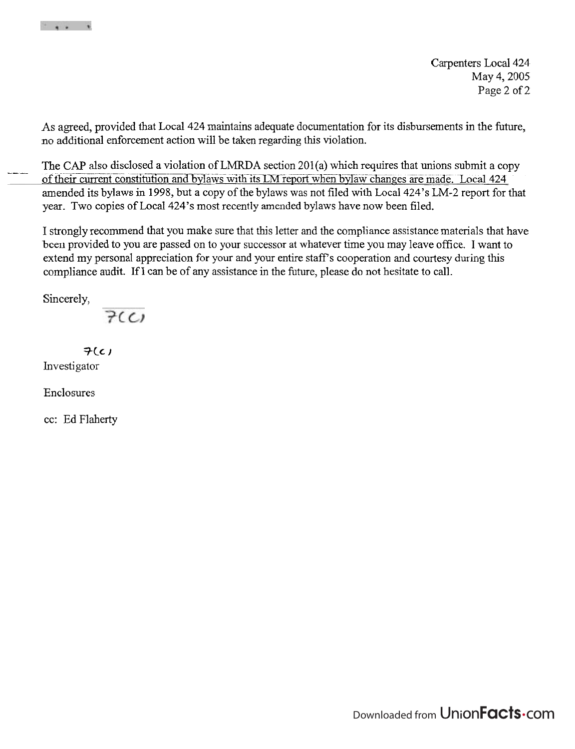Carpenters Local 424
May 4, 2005

As agreed, provided that Local 424 maintains adequate documentation for its disbursements in the future, no additional enforcement action will be taken regarding this violation.

The CAP also disclosed a violation of LMRDA section 201(a) which requires that unions submit a copy of their current constitution and bylaws with its LM report when bylaw changes are made. Local 424 amended its bylaws in 1998, but a copy of the bylaws was not filed with Local 424's LM-2 report for that year. Two copies of Local 424's most recently amended bylaws have now been filed.

I strongly recommend that you make sure that this letter and the compliance assistance materials that have been provided to you are passed on to your successor at whatever time you may leave office. I want to extend my personal appreciation for your and your entire staff's cooperation and courtesy during this compliance audit. If I can be of any assistance in the future, please do not hesitate to call.

Sincerely,

7(C)

7(C)
Investigator

Enclosures

cc: Ed Flaherty